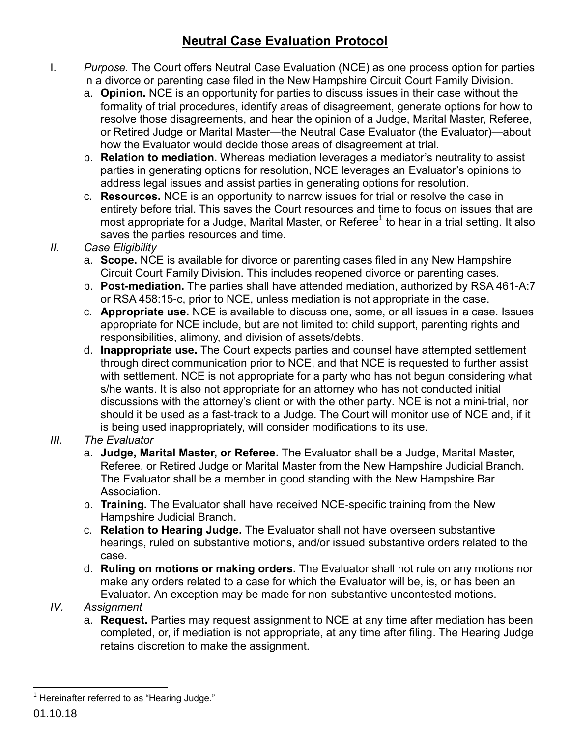# Neutral Case Evaluation Protocol

I. *Purpose.* The Court offers Neutral Case Evaluation (NCE) as one process option for parties in a divorce or parenting case filed in the New Hampshire Circuit Court Family Division.

   a. **Opinion.** NCE is an opportunity for parties to discuss issues in their case without the formality of trial procedures, identify areas of disagreement, generate options for how to resolve those disagreements, and hear the opinion of a Judge, Marital Master, Referee, or Retired Judge or Marital Master—the Neutral Case Evaluator (the Evaluator)—about how the Evaluator would decide those areas of disagreement at trial.

   b. **Relation to mediation.** Whereas mediation leverages a mediator's neutrality to assist parties in generating options for resolution, NCE leverages an Evaluator's opinions to address legal issues and assist parties in generating options for resolution.

   c. **Resources.** NCE is an opportunity to narrow issues for trial or resolve the case in entirety before trial. This saves the Court resources and time to focus on issues that are most appropriate for a Judge, Marital Master, or Referee[1] to hear in a trial setting. It also saves the parties resources and time.

*II. Case Eligibility*

   a. **Scope.** NCE is available for divorce or parenting cases filed in any New Hampshire Circuit Court Family Division. This includes reopened divorce or parenting cases.

   b. **Post-mediation.** The parties shall have attended mediation, authorized by RSA 461-A:7 or RSA 458:15-c, prior to NCE, unless mediation is not appropriate in the case.

   c. **Appropriate use.** NCE is available to discuss one, some, or all issues in a case. Issues appropriate for NCE include, but are not limited to: child support, parenting rights and responsibilities, alimony, and division of assets/debts.

   d. **Inappropriate use.** The Court expects parties and counsel have attempted settlement through direct communication prior to NCE, and that NCE is requested to further assist with settlement. NCE is not appropriate for a party who has not begun considering what s/he wants. It is also not appropriate for an attorney who has not conducted initial discussions with the attorney's client or with the other party. NCE is not a mini-trial, nor should it be used as a fast-track to a Judge. The Court will monitor use of NCE and, if it is being used inappropriately, will consider modifications to its use.

*III. The Evaluator*

   a. **Judge, Marital Master, or Referee.** The Evaluator shall be a Judge, Marital Master, Referee, or Retired Judge or Marital Master from the New Hampshire Judicial Branch. The Evaluator shall be a member in good standing with the New Hampshire Bar Association.

   b. **Training.** The Evaluator shall have received NCE-specific training from the New Hampshire Judicial Branch.

   c. **Relation to Hearing Judge.** The Evaluator shall not have overseen substantive hearings, ruled on substantive motions, and/or issued substantive orders related to the case.

   d. **Ruling on motions or making orders.** The Evaluator shall not rule on any motions nor make any orders related to a case for which the Evaluator will be, is, or has been an Evaluator. An exception may be made for non-substantive uncontested motions.

*IV. Assignment*

   a. **Request.** Parties may request assignment to NCE at any time after mediation has been completed, or, if mediation is not appropriate, at any time after filing. The Hearing Judge retains discretion to make the assignment.

[1] Hereinafter referred to as "Hearing Judge."

01.10.18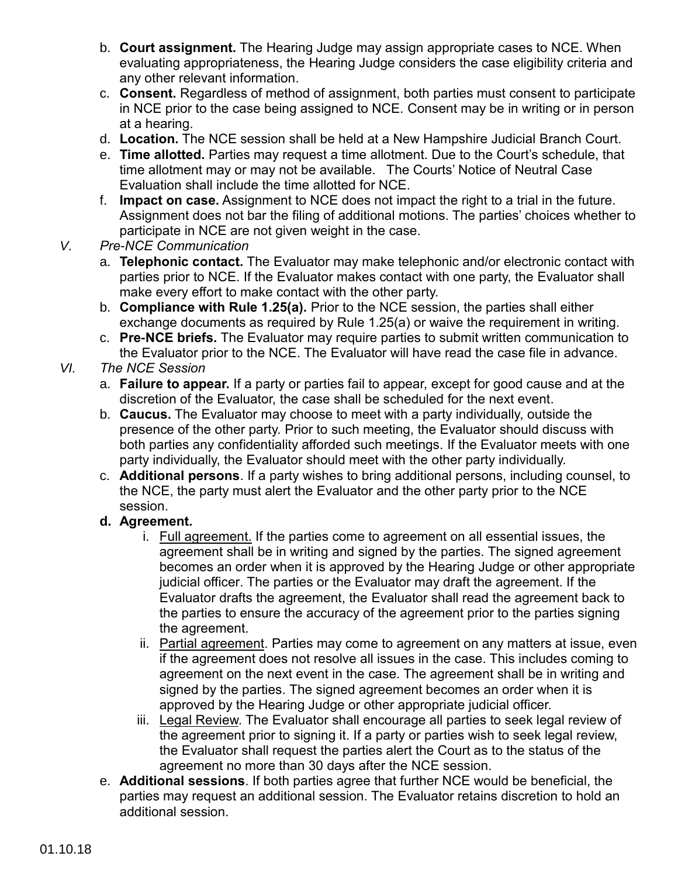b. **Court assignment.** The Hearing Judge may assign appropriate cases to NCE. When evaluating appropriateness, the Hearing Judge considers the case eligibility criteria and any other relevant information.

c. **Consent.** Regardless of method of assignment, both parties must consent to participate in NCE prior to the case being assigned to NCE. Consent may be in writing or in person at a hearing.

d. **Location.** The NCE session shall be held at a New Hampshire Judicial Branch Court.

e. **Time allotted.** Parties may request a time allotment. Due to the Court's schedule, that time allotment may or may not be available. The Courts' Notice of Neutral Case Evaluation shall include the time allotted for NCE.

f. **Impact on case.** Assignment to NCE does not impact the right to a trial in the future. Assignment does not bar the filing of additional motions. The parties' choices whether to participate in NCE are not given weight in the case.

V. *Pre-NCE Communication*

a. **Telephonic contact.** The Evaluator may make telephonic and/or electronic contact with parties prior to NCE. If the Evaluator makes contact with one party, the Evaluator shall make every effort to make contact with the other party.

b. **Compliance with Rule 1.25(a).** Prior to the NCE session, the parties shall either exchange documents as required by Rule 1.25(a) or waive the requirement in writing.

c. **Pre-NCE briefs.** The Evaluator may require parties to submit written communication to the Evaluator prior to the NCE. The Evaluator will have read the case file in advance.

VI. *The NCE Session*

a. **Failure to appear.** If a party or parties fail to appear, except for good cause and at the discretion of the Evaluator, the case shall be scheduled for the next event.

b. **Caucus.** The Evaluator may choose to meet with a party individually, outside the presence of the other party. Prior to such meeting, the Evaluator should discuss with both parties any confidentiality afforded such meetings. If the Evaluator meets with one party individually, the Evaluator should meet with the other party individually.

c. **Additional persons**. If a party wishes to bring additional persons, including counsel, to the NCE, the party must alert the Evaluator and the other party prior to the NCE session.

**d. Agreement.**

i. <u>Full agreement.</u> If the parties come to agreement on all essential issues, the agreement shall be in writing and signed by the parties. The signed agreement becomes an order when it is approved by the Hearing Judge or other appropriate judicial officer. The parties or the Evaluator may draft the agreement. If the Evaluator drafts the agreement, the Evaluator shall read the agreement back to the parties to ensure the accuracy of the agreement prior to the parties signing the agreement.

ii. <u>Partial agreement</u>. Parties may come to agreement on any matters at issue, even if the agreement does not resolve all issues in the case. This includes coming to agreement on the next event in the case. The agreement shall be in writing and signed by the parties. The signed agreement becomes an order when it is approved by the Hearing Judge or other appropriate judicial officer.

iii. <u>Legal Review</u>. The Evaluator shall encourage all parties to seek legal review of the agreement prior to signing it. If a party or parties wish to seek legal review, the Evaluator shall request the parties alert the Court as to the status of the agreement no more than 30 days after the NCE session.

e. **Additional sessions**. If both parties agree that further NCE would be beneficial, the parties may request an additional session. The Evaluator retains discretion to hold an additional session.

01.10.18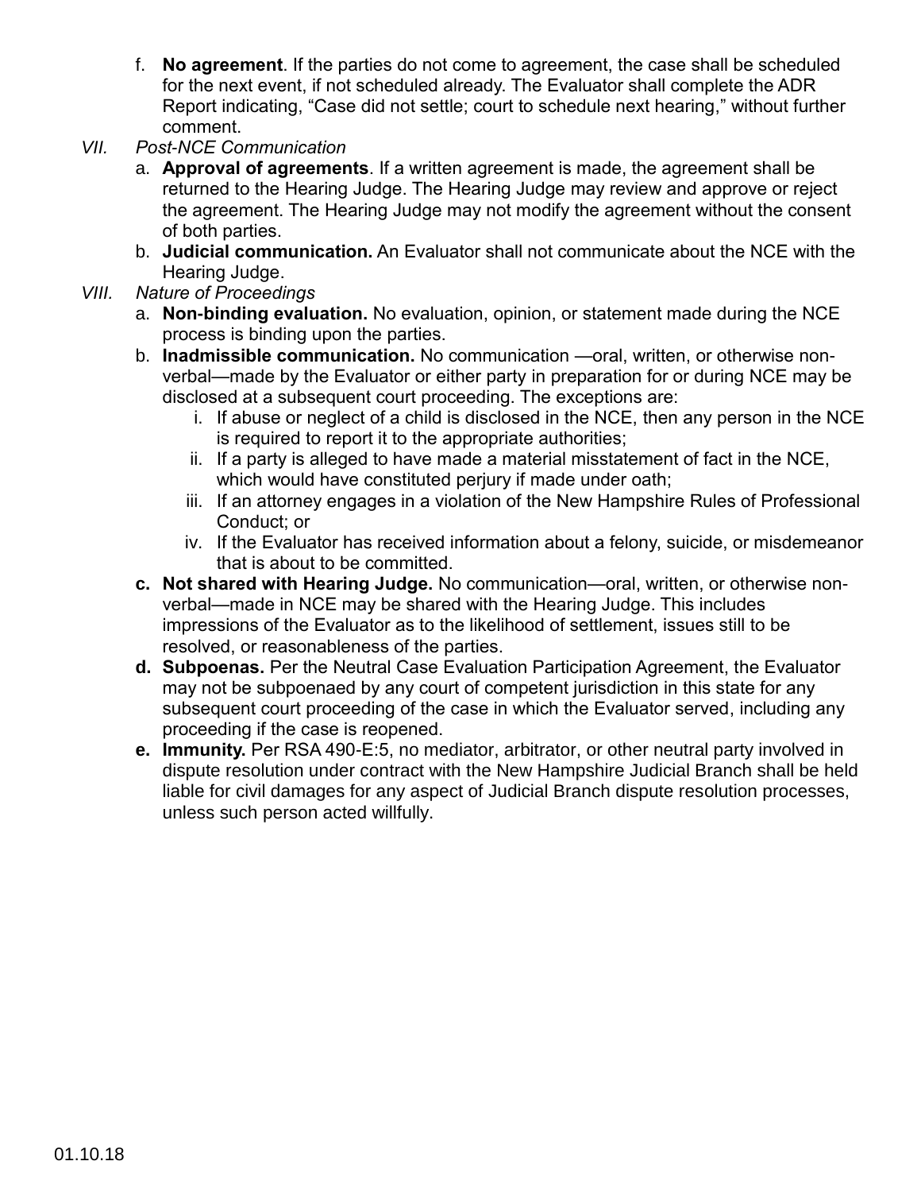f. **No agreement**. If the parties do not come to agreement, the case shall be scheduled for the next event, if not scheduled already. The Evaluator shall complete the ADR Report indicating, “Case did not settle; court to schedule next hearing,” without further comment.

*VII. Post-NCE Communication*

a. **Approval of agreements**. If a written agreement is made, the agreement shall be returned to the Hearing Judge. The Hearing Judge may review and approve or reject the agreement. The Hearing Judge may not modify the agreement without the consent of both parties.

b. **Judicial communication.** An Evaluator shall not communicate about the NCE with the Hearing Judge.

*VIII. Nature of Proceedings*

a. **Non-binding evaluation.** No evaluation, opinion, or statement made during the NCE process is binding upon the parties.

b. **Inadmissible communication.** No communication —oral, written, or otherwise non-verbal—made by the Evaluator or either party in preparation for or during NCE may be disclosed at a subsequent court proceeding. The exceptions are:

   i. If abuse or neglect of a child is disclosed in the NCE, then any person in the NCE is required to report it to the appropriate authorities;

   ii. If a party is alleged to have made a material misstatement of fact in the NCE, which would have constituted perjury if made under oath;

   iii. If an attorney engages in a violation of the New Hampshire Rules of Professional Conduct; or

   iv. If the Evaluator has received information about a felony, suicide, or misdemeanor that is about to be committed.

**c. Not shared with Hearing Judge.** No communication—oral, written, or otherwise non-verbal—made in NCE may be shared with the Hearing Judge. This includes impressions of the Evaluator as to the likelihood of settlement, issues still to be resolved, or reasonableness of the parties.

**d. Subpoenas.** Per the Neutral Case Evaluation Participation Agreement, the Evaluator may not be subpoenaed by any court of competent jurisdiction in this state for any subsequent court proceeding of the case in which the Evaluator served, including any proceeding if the case is reopened.

**e. Immunity.** Per RSA 490-E:5, no mediator, arbitrator, or other neutral party involved in dispute resolution under contract with the New Hampshire Judicial Branch shall be held liable for civil damages for any aspect of Judicial Branch dispute resolution processes, unless such person acted willfully.

01.10.18